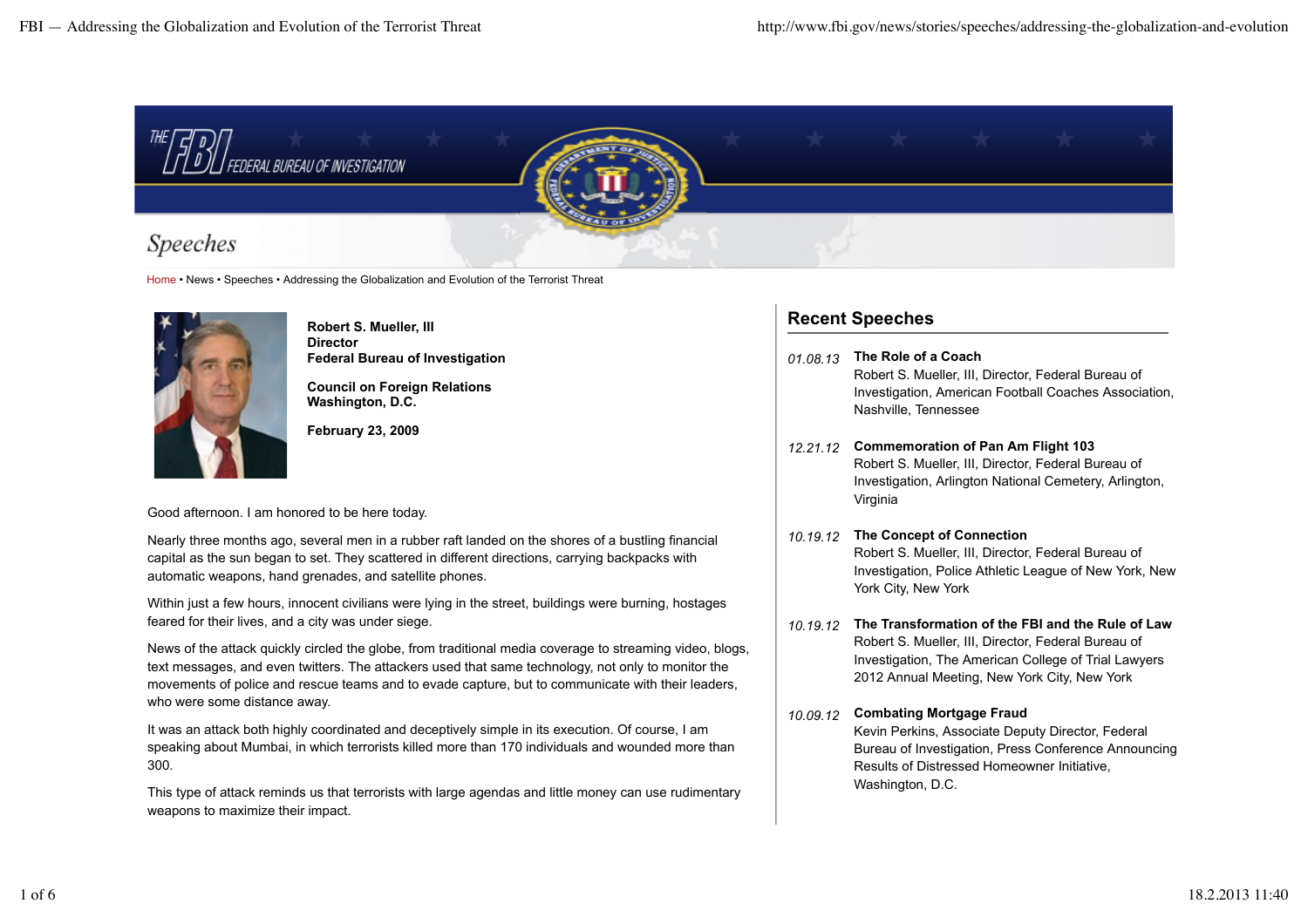# Speeches

Home • News • Speeches • Addressing the Globalization and Evolution of the Terrorist Threat

**Robert S. Mueller, III**
**Director**
**Federal Bureau of Investigation**

**Council on Foreign Relations**
**Washington, D.C.**

**February 23, 2009**

Good afternoon. I am honored to be here today.

Nearly three months ago, several men in a rubber raft landed on the shores of a bustling financial capital as the sun began to set. They scattered in different directions, carrying backpacks with automatic weapons, hand grenades, and satellite phones.

Within just a few hours, innocent civilians were lying in the street, buildings were burning, hostages feared for their lives, and a city was under siege.

News of the attack quickly circled the globe, from traditional media coverage to streaming video, blogs, text messages, and even twitters. The attackers used that same technology, not only to monitor the movements of police and rescue teams and to evade capture, but to communicate with their leaders, who were some distance away.

It was an attack both highly coordinated and deceptively simple in its execution. Of course, I am speaking about Mumbai, in which terrorists killed more than 170 individuals and wounded more than 300.

This type of attack reminds us that terrorists with large agendas and little money can use rudimentary weapons to maximize their impact.

## Recent Speeches

*01.08.13* **The Role of a Coach**
Robert S. Mueller, III, Director, Federal Bureau of Investigation, American Football Coaches Association, Nashville, Tennessee

*12.21.12* **Commemoration of Pan Am Flight 103**
Robert S. Mueller, III, Director, Federal Bureau of Investigation, Arlington National Cemetery, Arlington, Virginia

*10.19.12* **The Concept of Connection**
Robert S. Mueller, III, Director, Federal Bureau of Investigation, Police Athletic League of New York, New York City, New York

*10.19.12* **The Transformation of the FBI and the Rule of Law**
Robert S. Mueller, III, Director, Federal Bureau of Investigation, The American College of Trial Lawyers 2012 Annual Meeting, New York City, New York

*10.09.12* **Combating Mortgage Fraud**
Kevin Perkins, Associate Deputy Director, Federal Bureau of Investigation, Press Conference Announcing Results of Distressed Homeowner Initiative, Washington, D.C.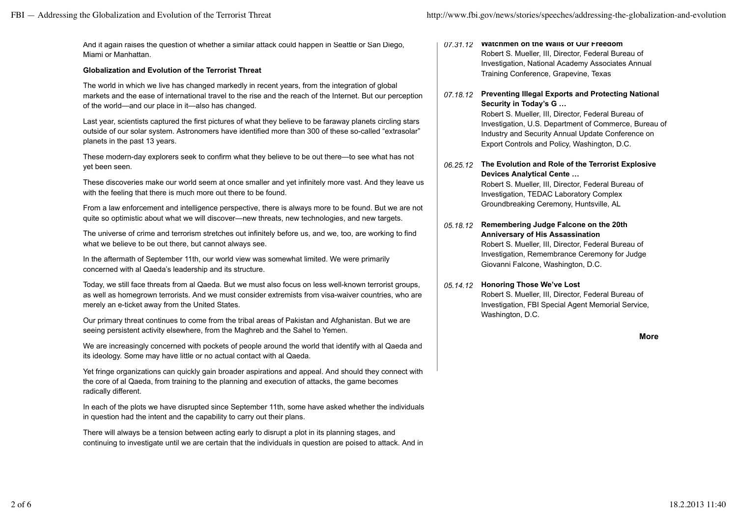And it again raises the question of whether a similar attack could happen in Seattle or San Diego, Miami or Manhattan.

**Globalization and Evolution of the Terrorist Threat**

The world in which we live has changed markedly in recent years, from the integration of global markets and the ease of international travel to the rise and the reach of the Internet. But our perception of the world—and our place in it—also has changed.

Last year, scientists captured the first pictures of what they believe to be faraway planets circling stars outside of our solar system. Astronomers have identified more than 300 of these so-called "extrasolar" planets in the past 13 years.

These modern-day explorers seek to confirm what they believe to be out there—to see what has not yet been seen.

These discoveries make our world seem at once smaller and yet infinitely more vast. And they leave us with the feeling that there is much more out there to be found.

From a law enforcement and intelligence perspective, there is always more to be found. But we are not quite so optimistic about what we will discover—new threats, new technologies, and new targets.

The universe of crime and terrorism stretches out infinitely before us, and we, too, are working to find what we believe to be out there, but cannot always see.

In the aftermath of September 11th, our world view was somewhat limited. We were primarily concerned with al Qaeda's leadership and its structure.

Today, we still face threats from al Qaeda. But we must also focus on less well-known terrorist groups, as well as homegrown terrorists. And we must consider extremists from visa-waiver countries, who are merely an e-ticket away from the United States.

Our primary threat continues to come from the tribal areas of Pakistan and Afghanistan. But we are seeing persistent activity elsewhere, from the Maghreb and the Sahel to Yemen.

We are increasingly concerned with pockets of people around the world that identify with al Qaeda and its ideology. Some may have little or no actual contact with al Qaeda.

Yet fringe organizations can quickly gain broader aspirations and appeal. And should they connect with the core of al Qaeda, from training to the planning and execution of attacks, the game becomes radically different.

In each of the plots we have disrupted since September 11th, some have asked whether the individuals in question had the intent and the capability to carry out their plans.

There will always be a tension between acting early to disrupt a plot in its planning stages, and continuing to investigate until we are certain that the individuals in question are poised to attack. And in

*07.31.12* **Watchmen on the Walls of Our Freedom**
Robert S. Mueller, III, Director, Federal Bureau of Investigation, National Academy Associates Annual Training Conference, Grapevine, Texas

*07.18.12* **Preventing Illegal Exports and Protecting National Security in Today's G …**
Robert S. Mueller, III, Director, Federal Bureau of Investigation, U.S. Department of Commerce, Bureau of Industry and Security Annual Update Conference on Export Controls and Policy, Washington, D.C.

*06.25.12* **The Evolution and Role of the Terrorist Explosive Devices Analytical Cente …**
Robert S. Mueller, III, Director, Federal Bureau of Investigation, TEDAC Laboratory Complex Groundbreaking Ceremony, Huntsville, AL

*05.18.12* **Remembering Judge Falcone on the 20th Anniversary of His Assassination**
Robert S. Mueller, III, Director, Federal Bureau of Investigation, Remembrance Ceremony for Judge Giovanni Falcone, Washington, D.C.

*05.14.12* **Honoring Those We've Lost**
Robert S. Mueller, III, Director, Federal Bureau of Investigation, FBI Special Agent Memorial Service, Washington, D.C.

**More**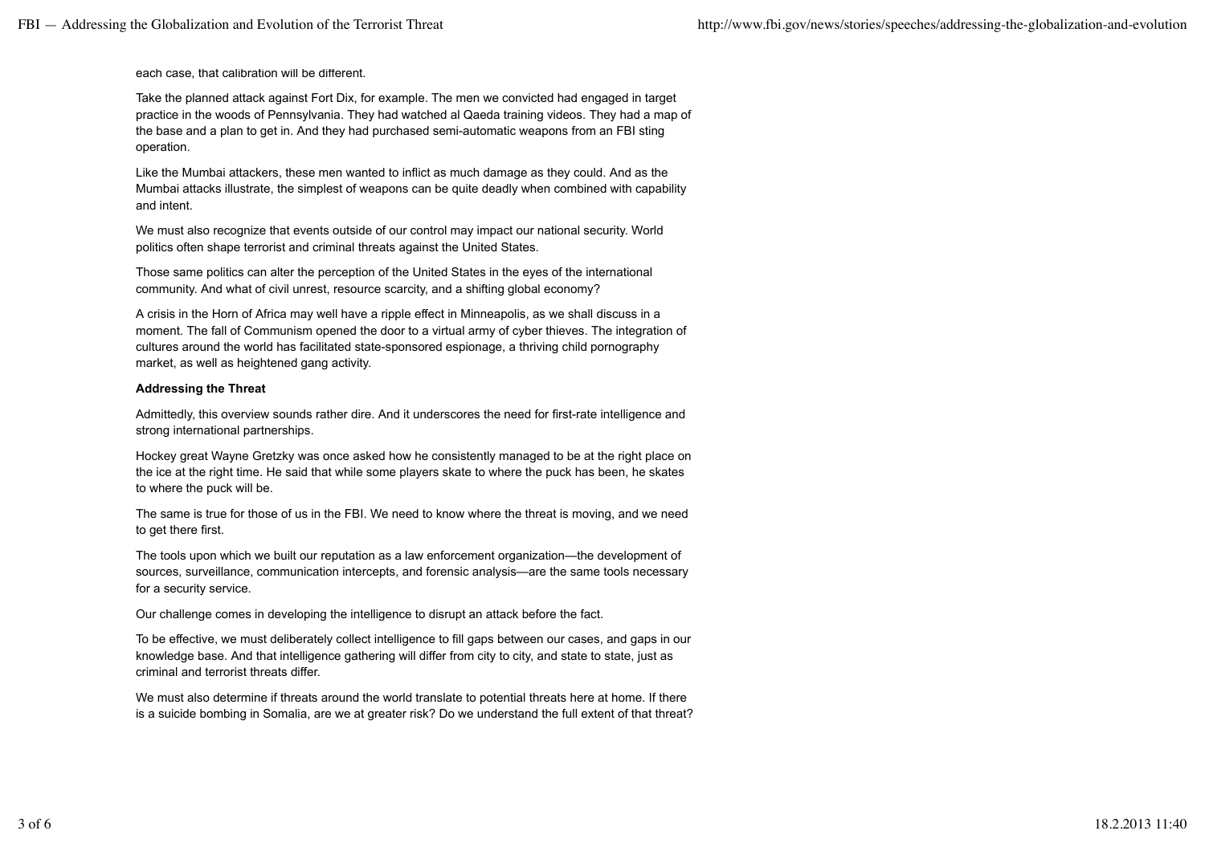each case, that calibration will be different.

Take the planned attack against Fort Dix, for example. The men we convicted had engaged in target practice in the woods of Pennsylvania. They had watched al Qaeda training videos. They had a map of the base and a plan to get in. And they had purchased semi-automatic weapons from an FBI sting operation.

Like the Mumbai attackers, these men wanted to inflict as much damage as they could. And as the Mumbai attacks illustrate, the simplest of weapons can be quite deadly when combined with capability and intent.

We must also recognize that events outside of our control may impact our national security. World politics often shape terrorist and criminal threats against the United States.

Those same politics can alter the perception of the United States in the eyes of the international community. And what of civil unrest, resource scarcity, and a shifting global economy?

A crisis in the Horn of Africa may well have a ripple effect in Minneapolis, as we shall discuss in a moment. The fall of Communism opened the door to a virtual army of cyber thieves. The integration of cultures around the world has facilitated state-sponsored espionage, a thriving child pornography market, as well as heightened gang activity.

**Addressing the Threat**

Admittedly, this overview sounds rather dire. And it underscores the need for first-rate intelligence and strong international partnerships.

Hockey great Wayne Gretzky was once asked how he consistently managed to be at the right place on the ice at the right time. He said that while some players skate to where the puck has been, he skates to where the puck will be.

The same is true for those of us in the FBI. We need to know where the threat is moving, and we need to get there first.

The tools upon which we built our reputation as a law enforcement organization—the development of sources, surveillance, communication intercepts, and forensic analysis—are the same tools necessary for a security service.

Our challenge comes in developing the intelligence to disrupt an attack before the fact.

To be effective, we must deliberately collect intelligence to fill gaps between our cases, and gaps in our knowledge base. And that intelligence gathering will differ from city to city, and state to state, just as criminal and terrorist threats differ.

We must also determine if threats around the world translate to potential threats here at home. If there is a suicide bombing in Somalia, are we at greater risk? Do we understand the full extent of that threat?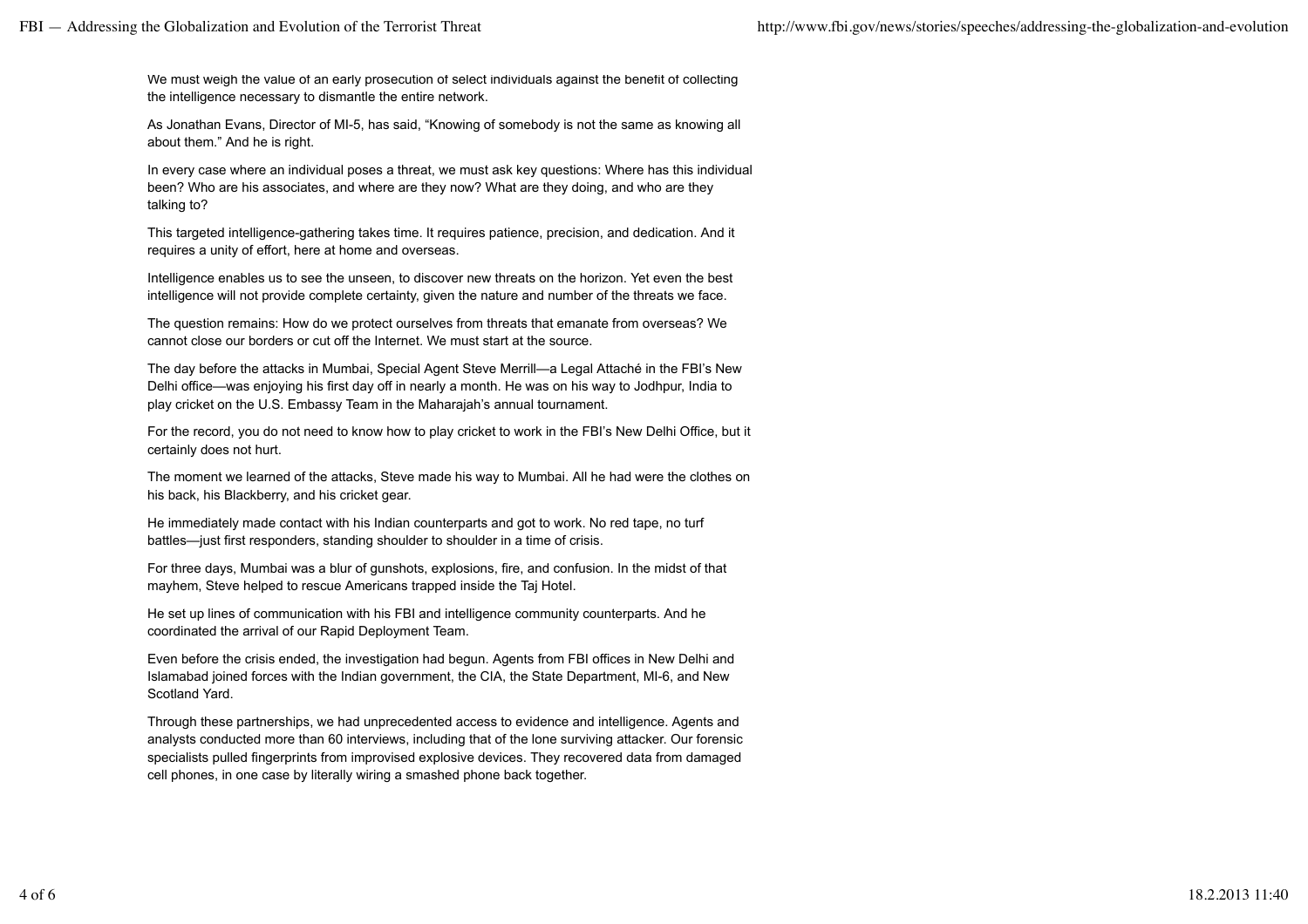We must weigh the value of an early prosecution of select individuals against the benefit of collecting the intelligence necessary to dismantle the entire network.

As Jonathan Evans, Director of MI-5, has said, “Knowing of somebody is not the same as knowing all about them.” And he is right.

In every case where an individual poses a threat, we must ask key questions: Where has this individual been? Who are his associates, and where are they now? What are they doing, and who are they talking to?

This targeted intelligence-gathering takes time. It requires patience, precision, and dedication. And it requires a unity of effort, here at home and overseas.

Intelligence enables us to see the unseen, to discover new threats on the horizon. Yet even the best intelligence will not provide complete certainty, given the nature and number of the threats we face.

The question remains: How do we protect ourselves from threats that emanate from overseas? We cannot close our borders or cut off the Internet. We must start at the source.

The day before the attacks in Mumbai, Special Agent Steve Merrill—a Legal Attaché in the FBI’s New Delhi office—was enjoying his first day off in nearly a month. He was on his way to Jodhpur, India to play cricket on the U.S. Embassy Team in the Maharajah’s annual tournament.

For the record, you do not need to know how to play cricket to work in the FBI’s New Delhi Office, but it certainly does not hurt.

The moment we learned of the attacks, Steve made his way to Mumbai. All he had were the clothes on his back, his Blackberry, and his cricket gear.

He immediately made contact with his Indian counterparts and got to work. No red tape, no turf battles—just first responders, standing shoulder to shoulder in a time of crisis.

For three days, Mumbai was a blur of gunshots, explosions, fire, and confusion. In the midst of that mayhem, Steve helped to rescue Americans trapped inside the Taj Hotel.

He set up lines of communication with his FBI and intelligence community counterparts. And he coordinated the arrival of our Rapid Deployment Team.

Even before the crisis ended, the investigation had begun. Agents from FBI offices in New Delhi and Islamabad joined forces with the Indian government, the CIA, the State Department, MI-6, and New Scotland Yard.

Through these partnerships, we had unprecedented access to evidence and intelligence. Agents and analysts conducted more than 60 interviews, including that of the lone surviving attacker. Our forensic specialists pulled fingerprints from improvised explosive devices. They recovered data from damaged cell phones, in one case by literally wiring a smashed phone back together.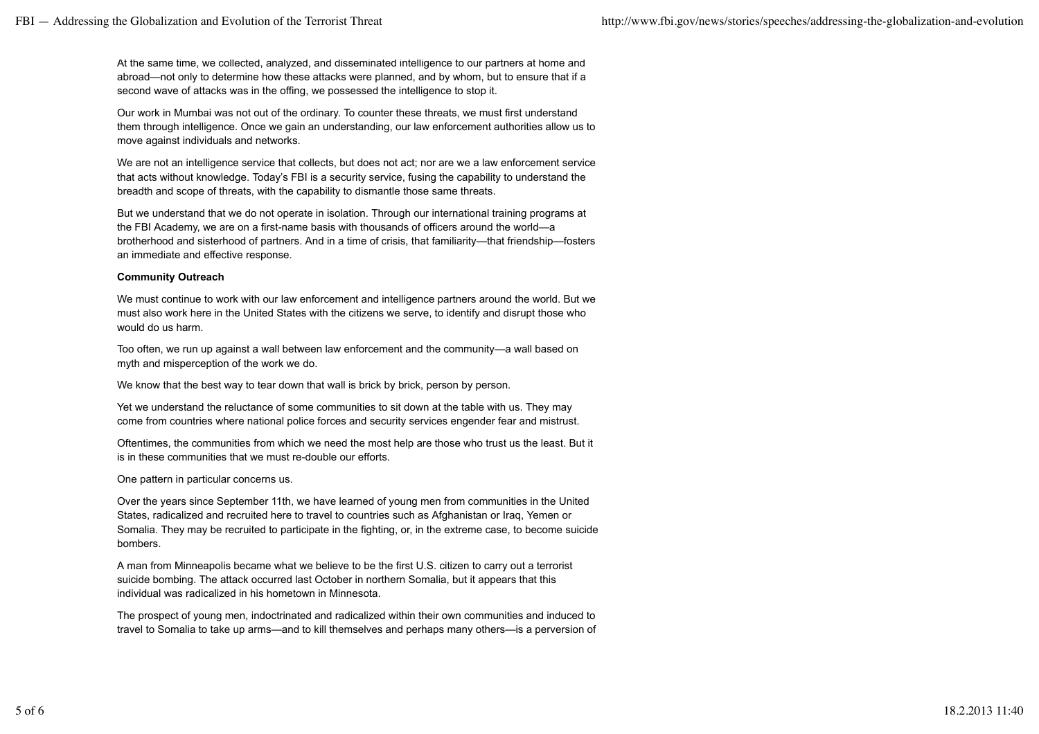At the same time, we collected, analyzed, and disseminated intelligence to our partners at home and abroad—not only to determine how these attacks were planned, and by whom, but to ensure that if a second wave of attacks was in the offing, we possessed the intelligence to stop it.

Our work in Mumbai was not out of the ordinary. To counter these threats, we must first understand them through intelligence. Once we gain an understanding, our law enforcement authorities allow us to move against individuals and networks.

We are not an intelligence service that collects, but does not act; nor are we a law enforcement service that acts without knowledge. Today's FBI is a security service, fusing the capability to understand the breadth and scope of threats, with the capability to dismantle those same threats.

But we understand that we do not operate in isolation. Through our international training programs at the FBI Academy, we are on a first-name basis with thousands of officers around the world—a brotherhood and sisterhood of partners. And in a time of crisis, that familiarity—that friendship—fosters an immediate and effective response.

**Community Outreach**

We must continue to work with our law enforcement and intelligence partners around the world. But we must also work here in the United States with the citizens we serve, to identify and disrupt those who would do us harm.

Too often, we run up against a wall between law enforcement and the community—a wall based on myth and misperception of the work we do.

We know that the best way to tear down that wall is brick by brick, person by person.

Yet we understand the reluctance of some communities to sit down at the table with us. They may come from countries where national police forces and security services engender fear and mistrust.

Oftentimes, the communities from which we need the most help are those who trust us the least. But it is in these communities that we must re-double our efforts.

One pattern in particular concerns us.

Over the years since September 11th, we have learned of young men from communities in the United States, radicalized and recruited here to travel to countries such as Afghanistan or Iraq, Yemen or Somalia. They may be recruited to participate in the fighting, or, in the extreme case, to become suicide bombers.

A man from Minneapolis became what we believe to be the first U.S. citizen to carry out a terrorist suicide bombing. The attack occurred last October in northern Somalia, but it appears that this individual was radicalized in his hometown in Minnesota.

The prospect of young men, indoctrinated and radicalized within their own communities and induced to travel to Somalia to take up arms—and to kill themselves and perhaps many others—is a perversion of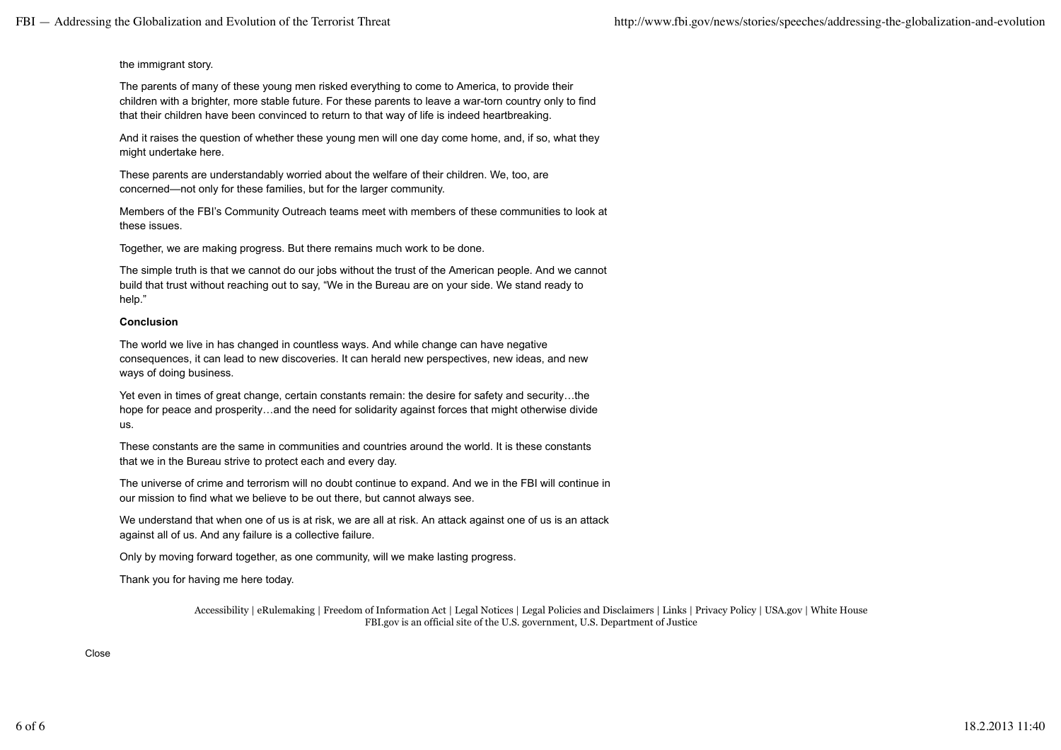the immigrant story.

The parents of many of these young men risked everything to come to America, to provide their children with a brighter, more stable future. For these parents to leave a war-torn country only to find that their children have been convinced to return to that way of life is indeed heartbreaking.

And it raises the question of whether these young men will one day come home, and, if so, what they might undertake here.

These parents are understandably worried about the welfare of their children. We, too, are concerned—not only for these families, but for the larger community.

Members of the FBI's Community Outreach teams meet with members of these communities to look at these issues.

Together, we are making progress. But there remains much work to be done.

The simple truth is that we cannot do our jobs without the trust of the American people. And we cannot build that trust without reaching out to say, "We in the Bureau are on your side. We stand ready to help."

**Conclusion**

The world we live in has changed in countless ways. And while change can have negative consequences, it can lead to new discoveries. It can herald new perspectives, new ideas, and new ways of doing business.

Yet even in times of great change, certain constants remain: the desire for safety and security…the hope for peace and prosperity…and the need for solidarity against forces that might otherwise divide us.

These constants are the same in communities and countries around the world. It is these constants that we in the Bureau strive to protect each and every day.

The universe of crime and terrorism will no doubt continue to expand. And we in the FBI will continue in our mission to find what we believe to be out there, but cannot always see.

We understand that when one of us is at risk, we are all at risk. An attack against one of us is an attack against all of us. And any failure is a collective failure.

Only by moving forward together, as one community, will we make lasting progress.

Thank you for having me here today.

Accessibility | eRulemaking | Freedom of Information Act | Legal Notices | Legal Policies and Disclaimers | Links | Privacy Policy | USA.gov | White House
FBI.gov is an official site of the U.S. government, U.S. Department of Justice

Close